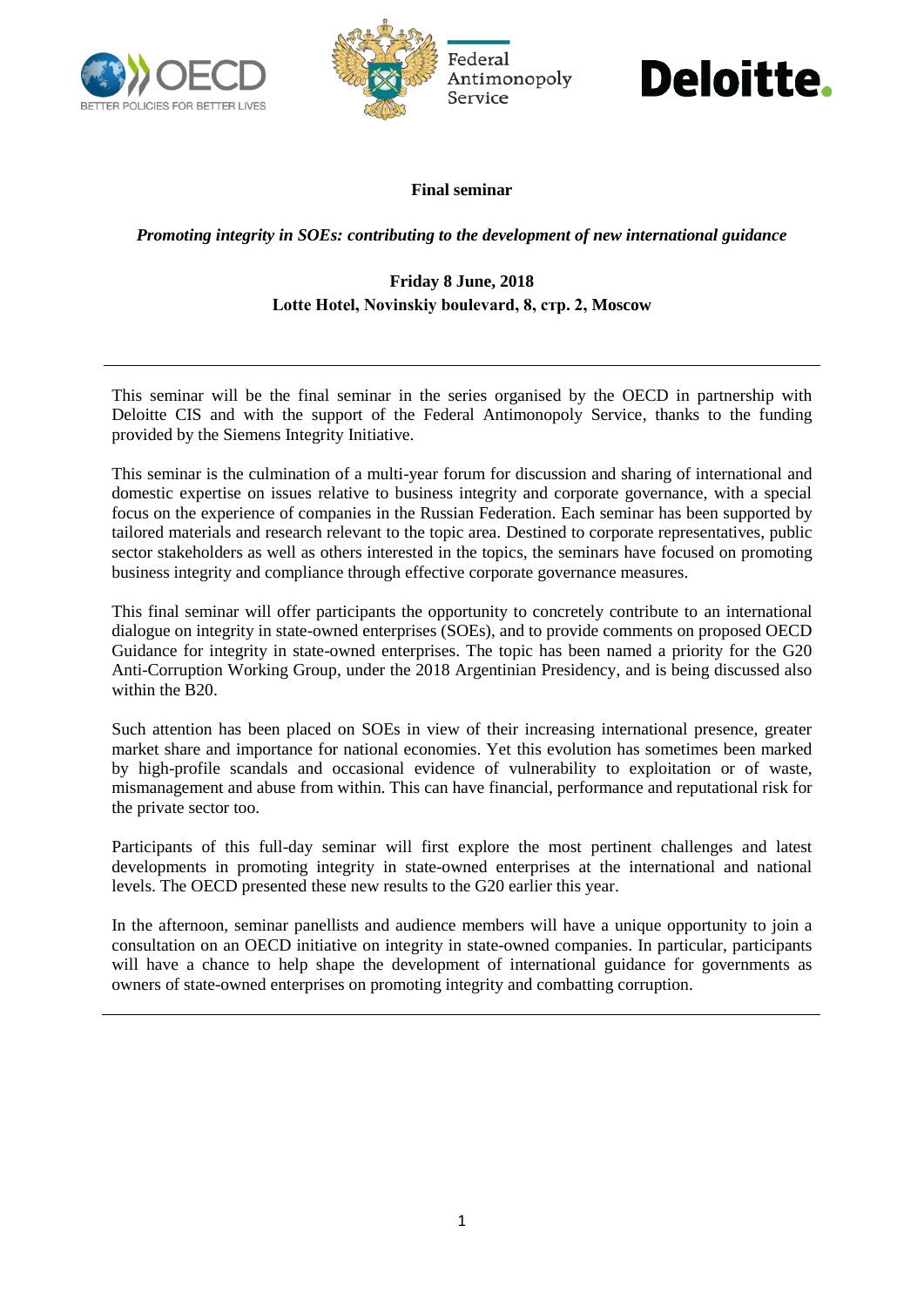**Final seminar**

***Promoting integrity in SOEs: contributing to the development of new international guidance***

**Friday 8 June, 2018**
**Lotte Hotel, Novinskiy boulevard, 8, стр. 2, Moscow**

---

This seminar will be the final seminar in the series organised by the OECD in partnership with Deloitte CIS and with the support of the Federal Antimonopoly Service, thanks to the funding provided by the Siemens Integrity Initiative.

This seminar is the culmination of a multi-year forum for discussion and sharing of international and domestic expertise on issues relative to business integrity and corporate governance, with a special focus on the experience of companies in the Russian Federation. Each seminar has been supported by tailored materials and research relevant to the topic area. Destined to corporate representatives, public sector stakeholders as well as others interested in the topics, the seminars have focused on promoting business integrity and compliance through effective corporate governance measures.

This final seminar will offer participants the opportunity to concretely contribute to an international dialogue on integrity in state-owned enterprises (SOEs), and to provide comments on proposed OECD Guidance for integrity in state-owned enterprises. The topic has been named a priority for the G20 Anti-Corruption Working Group, under the 2018 Argentinian Presidency, and is being discussed also within the B20.

Such attention has been placed on SOEs in view of their increasing international presence, greater market share and importance for national economies. Yet this evolution has sometimes been marked by high-profile scandals and occasional evidence of vulnerability to exploitation or of waste, mismanagement and abuse from within. This can have financial, performance and reputational risk for the private sector too.

Participants of this full-day seminar will first explore the most pertinent challenges and latest developments in promoting integrity in state-owned enterprises at the international and national levels. The OECD presented these new results to the G20 earlier this year.

In the afternoon, seminar panellists and audience members will have a unique opportunity to join a consultation on an OECD initiative on integrity in state-owned companies. In particular, participants will have a chance to help shape the development of international guidance for governments as owners of state-owned enterprises on promoting integrity and combatting corruption.

---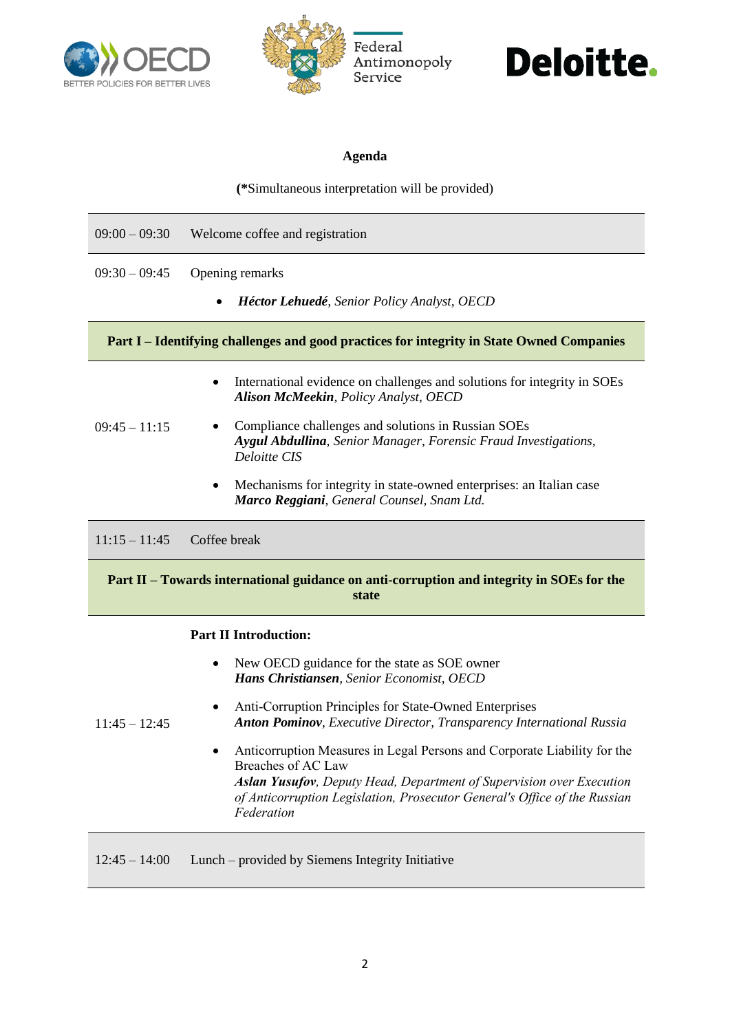OECD — BETTER POLICIES FOR BETTER LIVES | Federal Antimonopoly Service | Deloitte.

**Agenda**

(*Simultaneous interpretation will be provided)

| | |
|---|---|
| 09:00 – 09:30 | Welcome coffee and registration |
| 09:30 – 09:45 | Opening remarks<br>• ***Héctor Lehuedé***, *Senior Policy Analyst, OECD* |
| | **Part I – Identifying challenges and good practices for integrity in State Owned Companies** |
| 09:45 – 11:15 | • International evidence on challenges and solutions for integrity in SOEs<br>***Alison McMeekin***, *Policy Analyst, OECD*<br>• Compliance challenges and solutions in Russian SOEs<br>***Aygul Abdullina***, *Senior Manager, Forensic Fraud Investigations, Deloitte CIS*<br>• Mechanisms for integrity in state-owned enterprises: an Italian case<br>***Marco Reggiani***, *General Counsel, Snam Ltd.* |
| 11:15 – 11:45 | Coffee break |
| | **Part II – Towards international guidance on anti-corruption and integrity in SOEs for the state** |
| 11:45 – 12:45 | **Part II Introduction:**<br>• New OECD guidance for the state as SOE owner<br>***Hans Christiansen***, *Senior Economist, OECD*<br>• Anti-Corruption Principles for State-Owned Enterprises<br>***Anton Pominov***, *Executive Director, Transparency International Russia*<br>• Anticorruption Measures in Legal Persons and Corporate Liability for the Breaches of AC Law<br>***Aslan Yusufov***, *Deputy Head, Department of Supervision over Execution of Anticorruption Legislation, Prosecutor General's Office of the Russian Federation* |
| 12:45 – 14:00 | Lunch – provided by Siemens Integrity Initiative |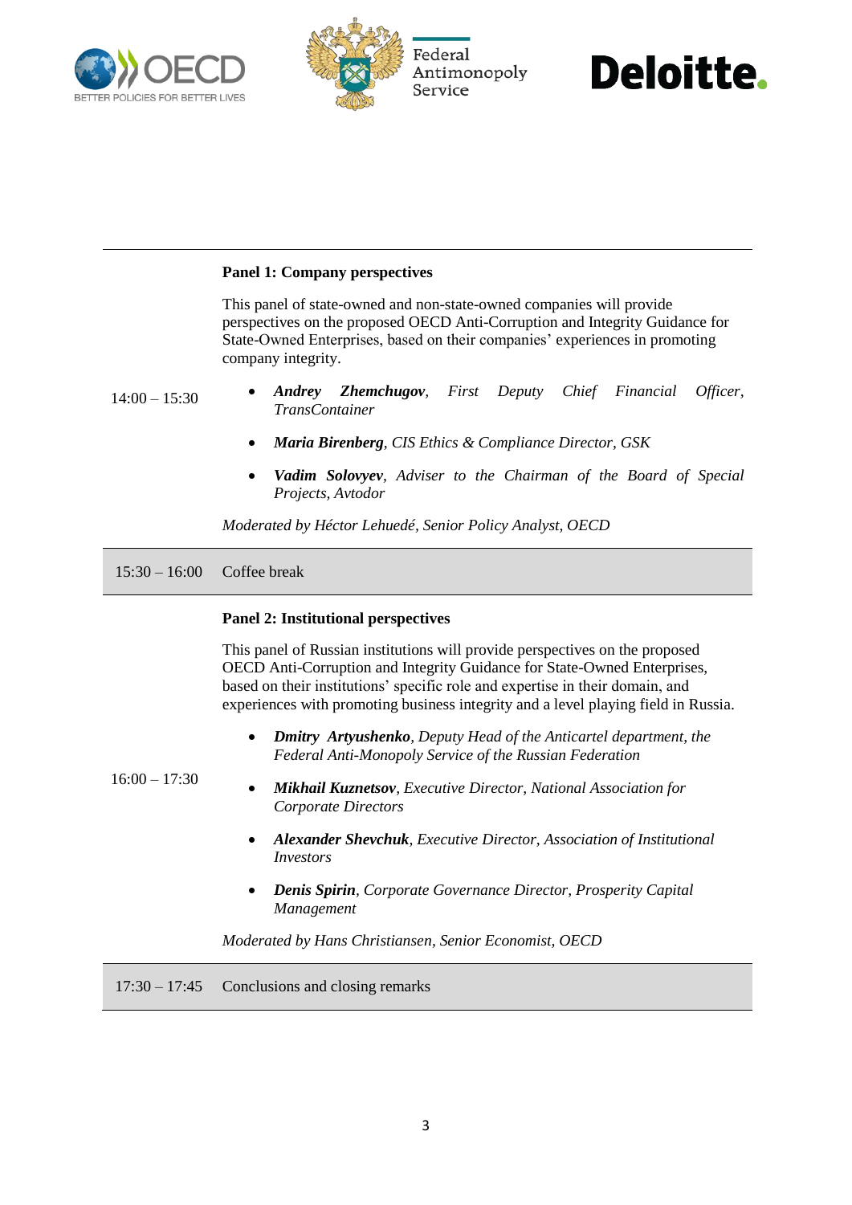| | |
|---|---|
| 14:00 – 15:30 | **Panel 1: Company perspectives**<br><br>This panel of state-owned and non-state-owned companies will provide perspectives on the proposed OECD Anti-Corruption and Integrity Guidance for State-Owned Enterprises, based on their companies' experiences in promoting company integrity.<br><br>• ***Andrey Zhemchugov***, *First Deputy Chief Financial Officer, TransContainer*<br>• ***Maria Birenberg***, *CIS Ethics & Compliance Director, GSK*<br>• ***Vadim Solovyev***, *Adviser to the Chairman of the Board of Special Projects, Avtodor*<br><br>*Moderated by Héctor Lehuedé, Senior Policy Analyst, OECD* |
| 15:30 – 16:00 | Coffee break |
| 16:00 – 17:30 | **Panel 2: Institutional perspectives**<br><br>This panel of Russian institutions will provide perspectives on the proposed OECD Anti-Corruption and Integrity Guidance for State-Owned Enterprises, based on their institutions' specific role and expertise in their domain, and experiences with promoting business integrity and a level playing field in Russia.<br><br>• ***Dmitry Artyushenko***, *Deputy Head of the Anticartel department, the Federal Anti-Monopoly Service of the Russian Federation*<br>• ***Mikhail Kuznetsov***, *Executive Director, National Association for Corporate Directors*<br>• ***Alexander Shevchuk***, *Executive Director, Association of Institutional Investors*<br>• ***Denis Spirin***, *Corporate Governance Director, Prosperity Capital Management*<br><br>*Moderated by Hans Christiansen, Senior Economist, OECD* |
| 17:30 – 17:45 | Conclusions and closing remarks |